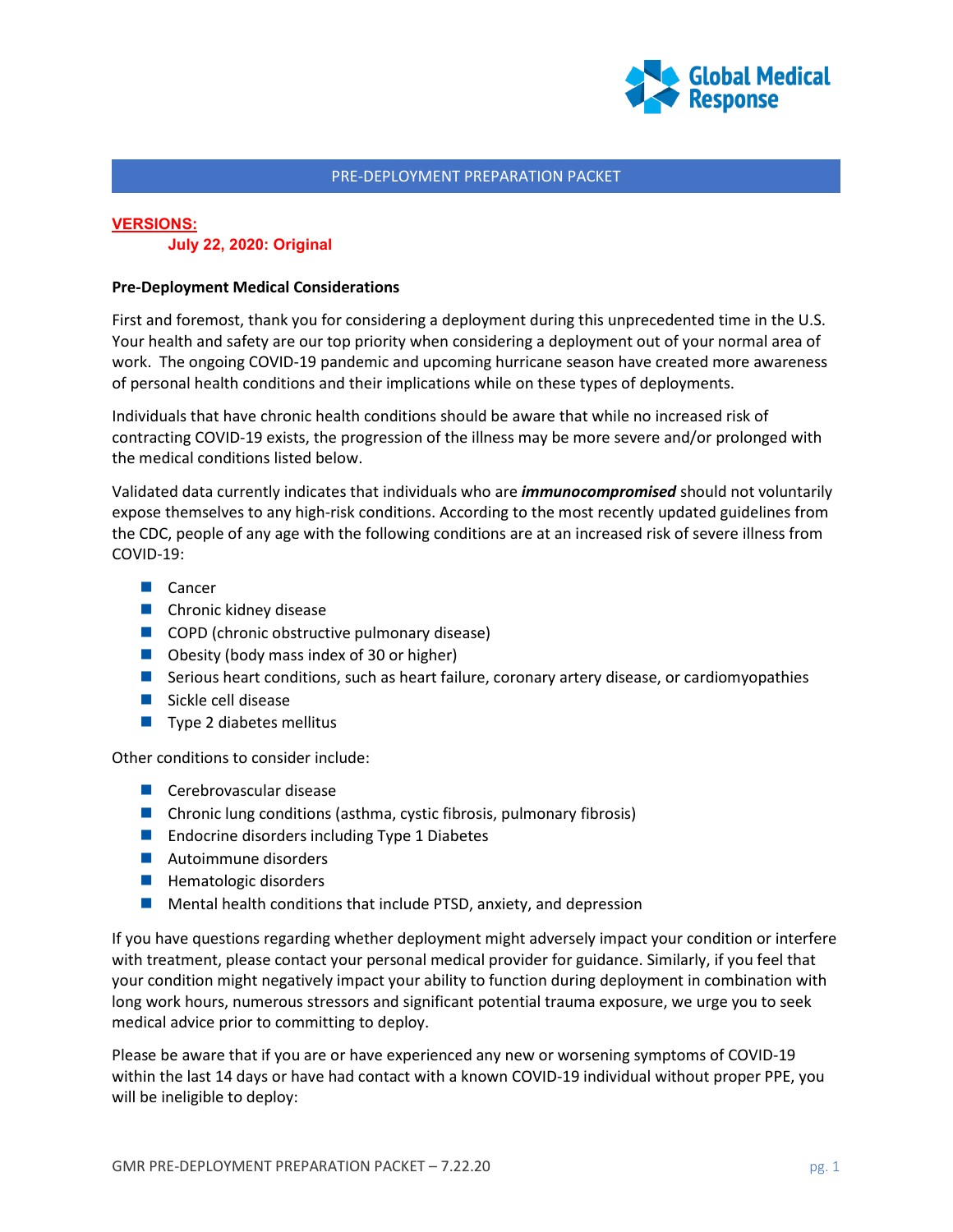# PRE-DEPLOYMENT PREPARATION PACKET

**VERSIONS:**

**July 22, 2020: Original**

**Pre-Deployment Medical Considerations**

First and foremost, thank you for considering a deployment during this unprecedented time in the U.S. Your health and safety are our top priority when considering a deployment out of your normal area of work. The ongoing COVID-19 pandemic and upcoming hurricane season have created more awareness of personal health conditions and their implications while on these types of deployments.

Individuals that have chronic health conditions should be aware that while no increased risk of contracting COVID-19 exists, the progression of the illness may be more severe and/or prolonged with the medical conditions listed below.

Validated data currently indicates that individuals who are ***immunocompromised*** should not voluntarily expose themselves to any high-risk conditions. According to the most recently updated guidelines from the CDC, people of any age with the following conditions are at an increased risk of severe illness from COVID-19:

- Cancer
- Chronic kidney disease
- COPD (chronic obstructive pulmonary disease)
- Obesity (body mass index of 30 or higher)
- Serious heart conditions, such as heart failure, coronary artery disease, or cardiomyopathies
- Sickle cell disease
- Type 2 diabetes mellitus

Other conditions to consider include:

- Cerebrovascular disease
- Chronic lung conditions (asthma, cystic fibrosis, pulmonary fibrosis)
- Endocrine disorders including Type 1 Diabetes
- Autoimmune disorders
- Hematologic disorders
- Mental health conditions that include PTSD, anxiety, and depression

If you have questions regarding whether deployment might adversely impact your condition or interfere with treatment, please contact your personal medical provider for guidance. Similarly, if you feel that your condition might negatively impact your ability to function during deployment in combination with long work hours, numerous stressors and significant potential trauma exposure, we urge you to seek medical advice prior to committing to deploy.

Please be aware that if you are or have experienced any new or worsening symptoms of COVID-19 within the last 14 days or have had contact with a known COVID-19 individual without proper PPE, you will be ineligible to deploy: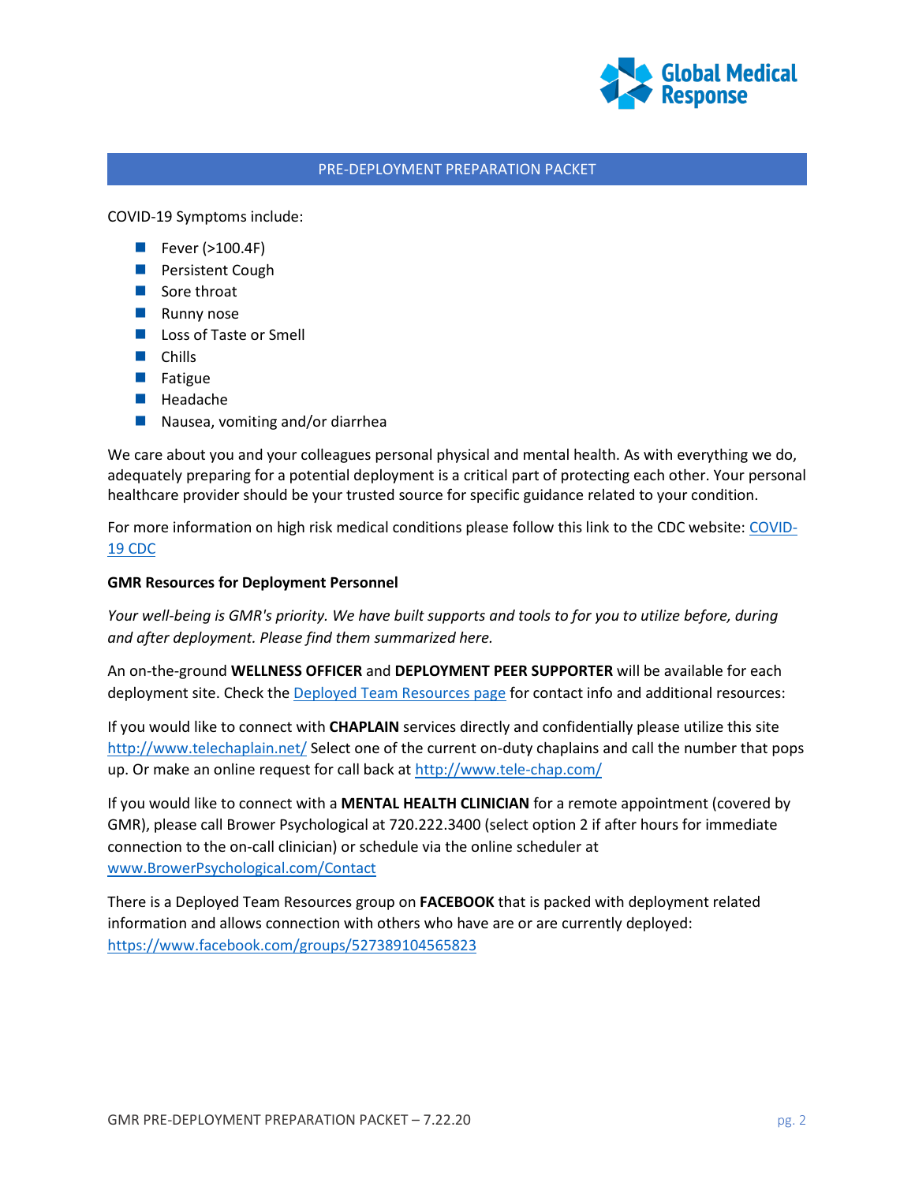PRE-DEPLOYMENT PREPARATION PACKET

COVID-19 Symptoms include:

- Fever (>100.4F)
- Persistent Cough
- Sore throat
- Runny nose
- Loss of Taste or Smell
- Chills
- Fatigue
- Headache
- Nausea, vomiting and/or diarrhea

We care about you and your colleagues personal physical and mental health. As with everything we do, adequately preparing for a potential deployment is a critical part of protecting each other. Your personal healthcare provider should be your trusted source for specific guidance related to your condition.

For more information on high risk medical conditions please follow this link to the CDC website: COVID-19 CDC

**GMR Resources for Deployment Personnel**

*Your well-being is GMR's priority. We have built supports and tools to for you to utilize before, during and after deployment. Please find them summarized here.*

An on-the-ground **WELLNESS OFFICER** and **DEPLOYMENT PEER SUPPORTER** will be available for each deployment site. Check the Deployed Team Resources page for contact info and additional resources:

If you would like to connect with **CHAPLAIN** services directly and confidentially please utilize this site http://www.telechaplain.net/ Select one of the current on-duty chaplains and call the number that pops up. Or make an online request for call back at http://www.tele-chap.com/

If you would like to connect with a **MENTAL HEALTH CLINICIAN** for a remote appointment (covered by GMR), please call Brower Psychological at 720.222.3400 (select option 2 if after hours for immediate connection to the on-call clinician) or schedule via the online scheduler at www.BrowerPsychological.com/Contact

There is a Deployed Team Resources group on **FACEBOOK** that is packed with deployment related information and allows connection with others who have are or are currently deployed: https://www.facebook.com/groups/527389104565823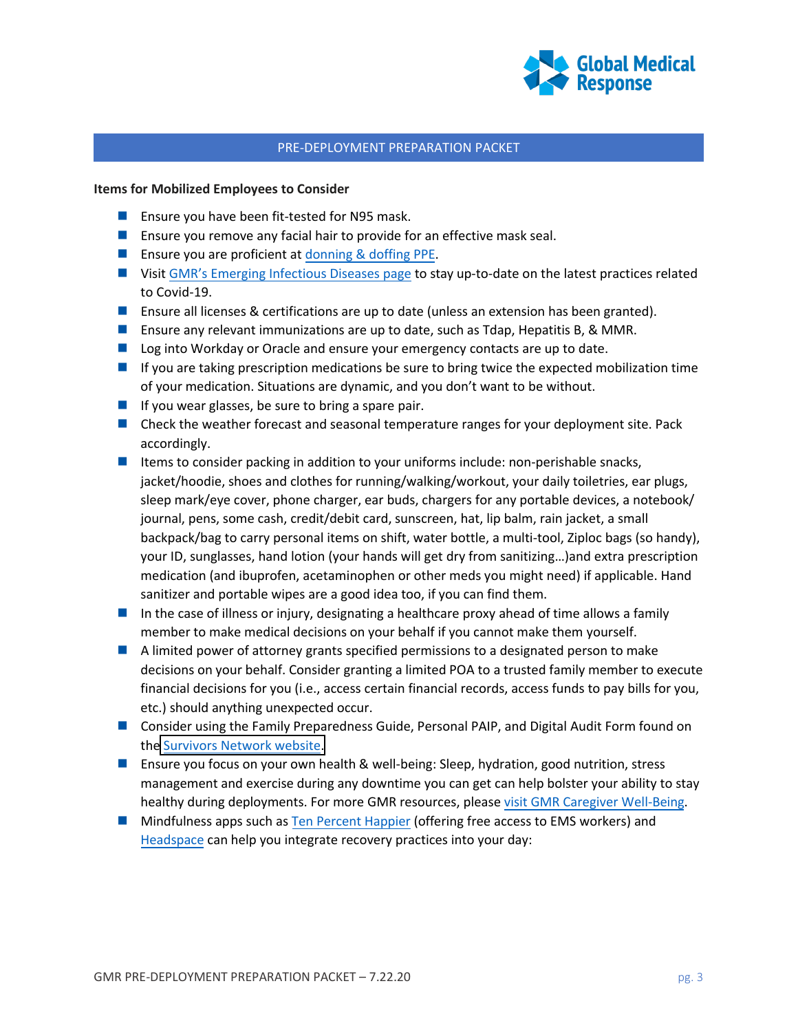PRE-DEPLOYMENT PREPARATION PACKET

**Items for Mobilized Employees to Consider**

- Ensure you have been fit-tested for N95 mask.
- Ensure you remove any facial hair to provide for an effective mask seal.
- Ensure you are proficient at donning & doffing PPE.
- Visit GMR's Emerging Infectious Diseases page to stay up-to-date on the latest practices related to Covid-19.
- Ensure all licenses & certifications are up to date (unless an extension has been granted).
- Ensure any relevant immunizations are up to date, such as Tdap, Hepatitis B, & MMR.
- Log into Workday or Oracle and ensure your emergency contacts are up to date.
- If you are taking prescription medications be sure to bring twice the expected mobilization time of your medication. Situations are dynamic, and you don't want to be without.
- If you wear glasses, be sure to bring a spare pair.
- Check the weather forecast and seasonal temperature ranges for your deployment site. Pack accordingly.
- Items to consider packing in addition to your uniforms include: non-perishable snacks, jacket/hoodie, shoes and clothes for running/walking/workout, your daily toiletries, ear plugs, sleep mark/eye cover, phone charger, ear buds, chargers for any portable devices, a notebook/ journal, pens, some cash, credit/debit card, sunscreen, hat, lip balm, rain jacket, a small backpack/bag to carry personal items on shift, water bottle, a multi-tool, Ziploc bags (so handy), your ID, sunglasses, hand lotion (your hands will get dry from sanitizing…)and extra prescription medication (and ibuprofen, acetaminophen or other meds you might need) if applicable. Hand sanitizer and portable wipes are a good idea too, if you can find them.
- In the case of illness or injury, designating a healthcare proxy ahead of time allows a family member to make medical decisions on your behalf if you cannot make them yourself.
- A limited power of attorney grants specified permissions to a designated person to make decisions on your behalf. Consider granting a limited POA to a trusted family member to execute financial decisions for you (i.e., access certain financial records, access funds to pay bills for you, etc.) should anything unexpected occur.
- Consider using the Family Preparedness Guide, Personal PAIP, and Digital Audit Form found on the Survivors Network website.
- Ensure you focus on your own health & well-being: Sleep, hydration, good nutrition, stress management and exercise during any downtime you can get can help bolster your ability to stay healthy during deployments. For more GMR resources, please visit GMR Caregiver Well-Being.
- Mindfulness apps such as Ten Percent Happier (offering free access to EMS workers) and Headspace can help you integrate recovery practices into your day: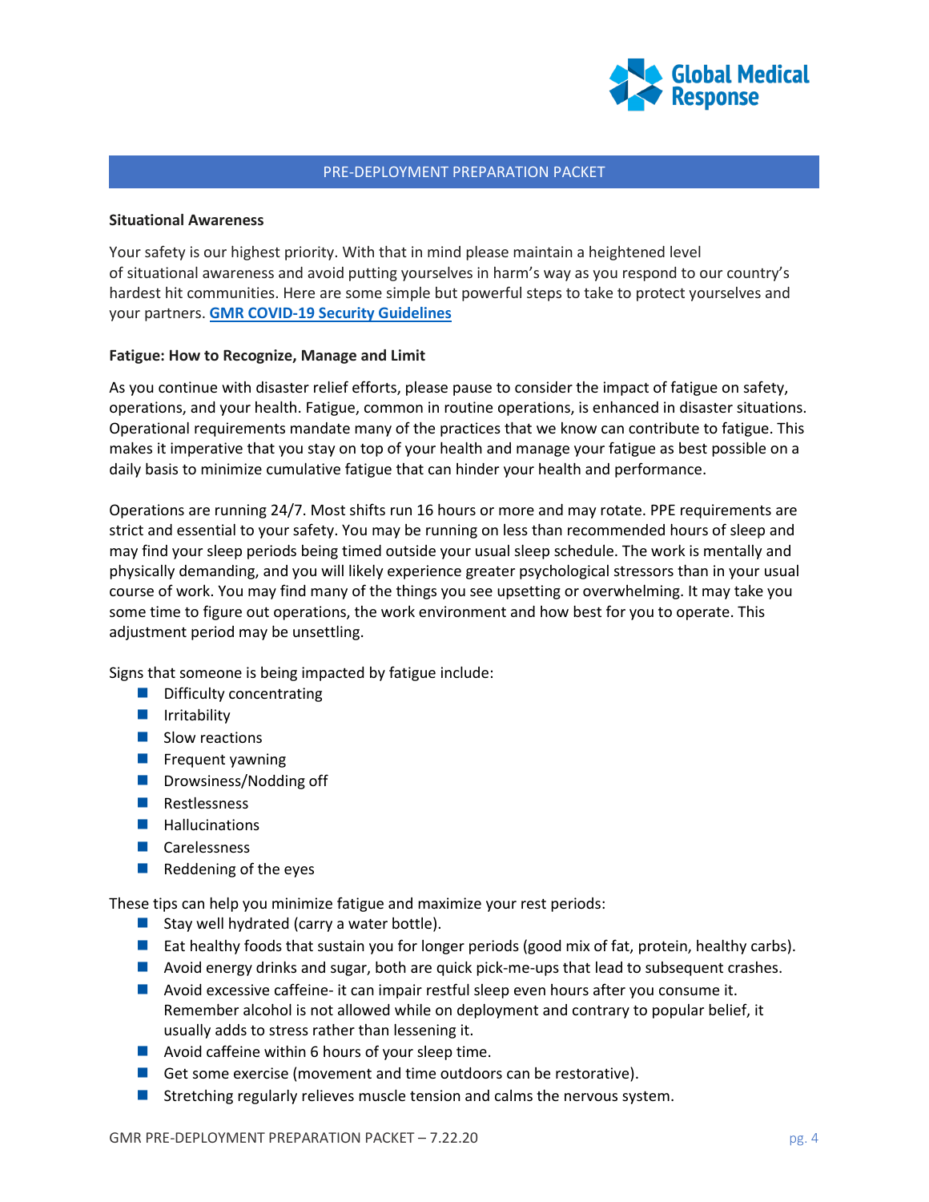PRE-DEPLOYMENT PREPARATION PACKET

**Situational Awareness**

Your safety is our highest priority. With that in mind please maintain a heightened level of situational awareness and avoid putting yourselves in harm's way as you respond to our country's hardest hit communities. Here are some simple but powerful steps to take to protect yourselves and your partners. **GMR COVID-19 Security Guidelines**

**Fatigue: How to Recognize, Manage and Limit**

As you continue with disaster relief efforts, please pause to consider the impact of fatigue on safety, operations, and your health. Fatigue, common in routine operations, is enhanced in disaster situations. Operational requirements mandate many of the practices that we know can contribute to fatigue. This makes it imperative that you stay on top of your health and manage your fatigue as best possible on a daily basis to minimize cumulative fatigue that can hinder your health and performance.

Operations are running 24/7. Most shifts run 16 hours or more and may rotate. PPE requirements are strict and essential to your safety. You may be running on less than recommended hours of sleep and may find your sleep periods being timed outside your usual sleep schedule. The work is mentally and physically demanding, and you will likely experience greater psychological stressors than in your usual course of work. You may find many of the things you see upsetting or overwhelming. It may take you some time to figure out operations, the work environment and how best for you to operate. This adjustment period may be unsettling.

Signs that someone is being impacted by fatigue include:

- Difficulty concentrating
- Irritability
- Slow reactions
- Frequent yawning
- Drowsiness/Nodding off
- Restlessness
- Hallucinations
- Carelessness
- Reddening of the eyes

These tips can help you minimize fatigue and maximize your rest periods:

- Stay well hydrated (carry a water bottle).
- Eat healthy foods that sustain you for longer periods (good mix of fat, protein, healthy carbs).
- Avoid energy drinks and sugar, both are quick pick-me-ups that lead to subsequent crashes.
- Avoid excessive caffeine- it can impair restful sleep even hours after you consume it. Remember alcohol is not allowed while on deployment and contrary to popular belief, it usually adds to stress rather than lessening it.
- Avoid caffeine within 6 hours of your sleep time.
- Get some exercise (movement and time outdoors can be restorative).
- Stretching regularly relieves muscle tension and calms the nervous system.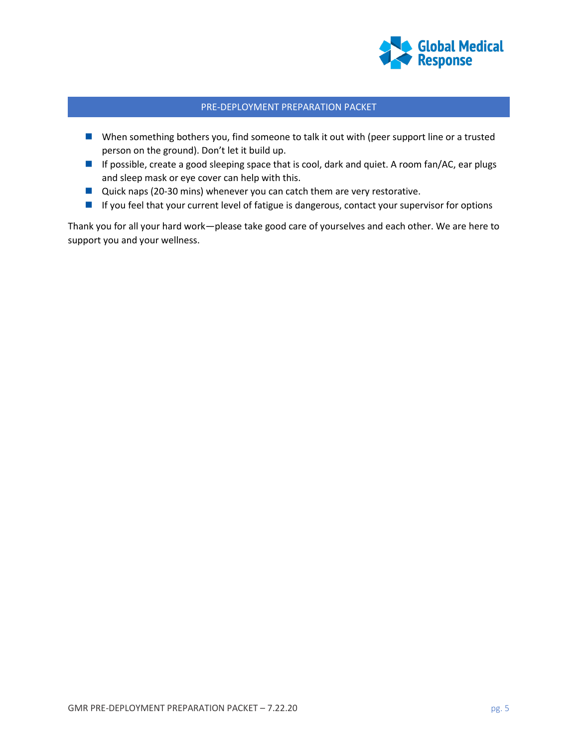- When something bothers you, find someone to talk it out with (peer support line or a trusted person on the ground). Don't let it build up.
- If possible, create a good sleeping space that is cool, dark and quiet. A room fan/AC, ear plugs and sleep mask or eye cover can help with this.
- Quick naps (20-30 mins) whenever you can catch them are very restorative.
- If you feel that your current level of fatigue is dangerous, contact your supervisor for options

Thank you for all your hard work—please take good care of yourselves and each other. We are here to support you and your wellness.